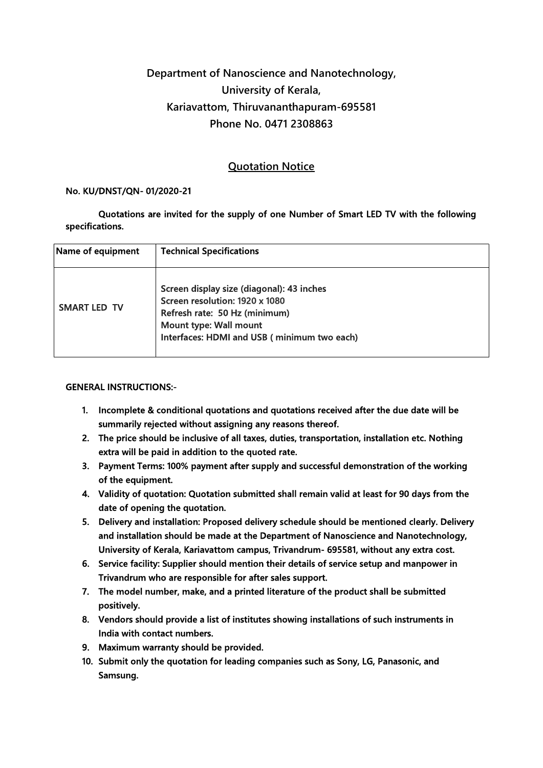# Department of Nanoscience and Nanotechnology, University of Kerala, Kariavattom, Thiruvananthapuram-695581 Phone No. 0471 2308863

## Quotation Notice

**No. KU/DNST/QN- 01/2020-21**

**Quotations are invited for the supply of one Number of Smart LED TV with the following specifications.**

| Name of equipment | Technical Specifications |
|---|---|
| SMART LED TV | Screen display size (diagonal): 43 inches<br>Screen resolution: 1920 x 1080<br>Refresh rate: 50 Hz (minimum)<br>Mount type: Wall mount<br>Interfaces: HDMI and USB ( minimum two each) |

**GENERAL INSTRUCTIONS:-**

1. Incomplete & conditional quotations and quotations received after the due date will be summarily rejected without assigning any reasons thereof.
2. The price should be inclusive of all taxes, duties, transportation, installation etc. Nothing extra will be paid in addition to the quoted rate.
3. Payment Terms: 100% payment after supply and successful demonstration of the working of the equipment.
4. Validity of quotation: Quotation submitted shall remain valid at least for 90 days from the date of opening the quotation.
5. Delivery and installation: Proposed delivery schedule should be mentioned clearly. Delivery and installation should be made at the Department of Nanoscience and Nanotechnology, University of Kerala, Kariavattom campus, Trivandrum- 695581, without any extra cost.
6. Service facility: Supplier should mention their details of service setup and manpower in Trivandrum who are responsible for after sales support.
7. The model number, make, and a printed literature of the product shall be submitted positively.
8. Vendors should provide a list of institutes showing installations of such instruments in India with contact numbers.
9. Maximum warranty should be provided.
10. Submit only the quotation for leading companies such as Sony, LG, Panasonic, and Samsung.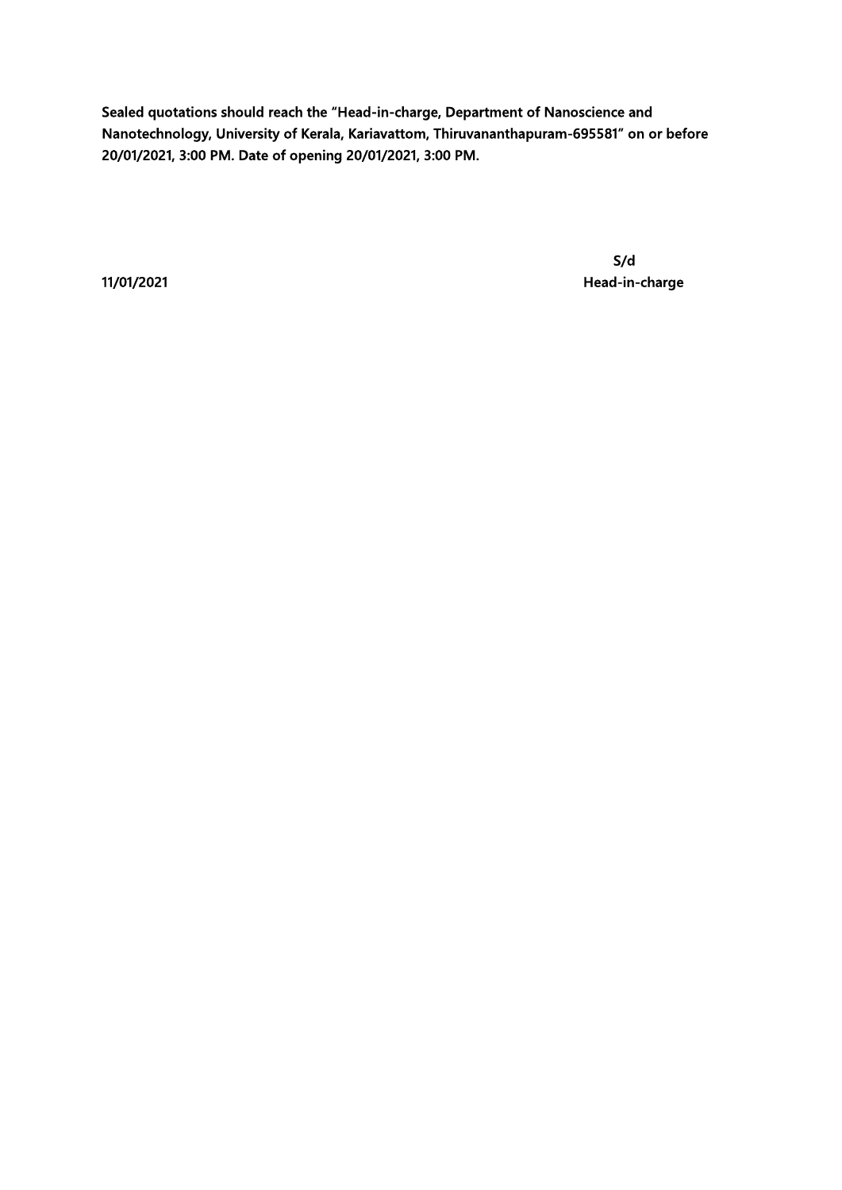**Sealed quotations should reach the "Head-in-charge, Department of Nanoscience and Nanotechnology, University of Kerala, Kariavattom, Thiruvananthapuram-695581" on or before 20/01/2021, 3:00 PM. Date of opening 20/01/2021, 3:00 PM.**

**S/d**

**11/01/2021** **Head-in-charge**